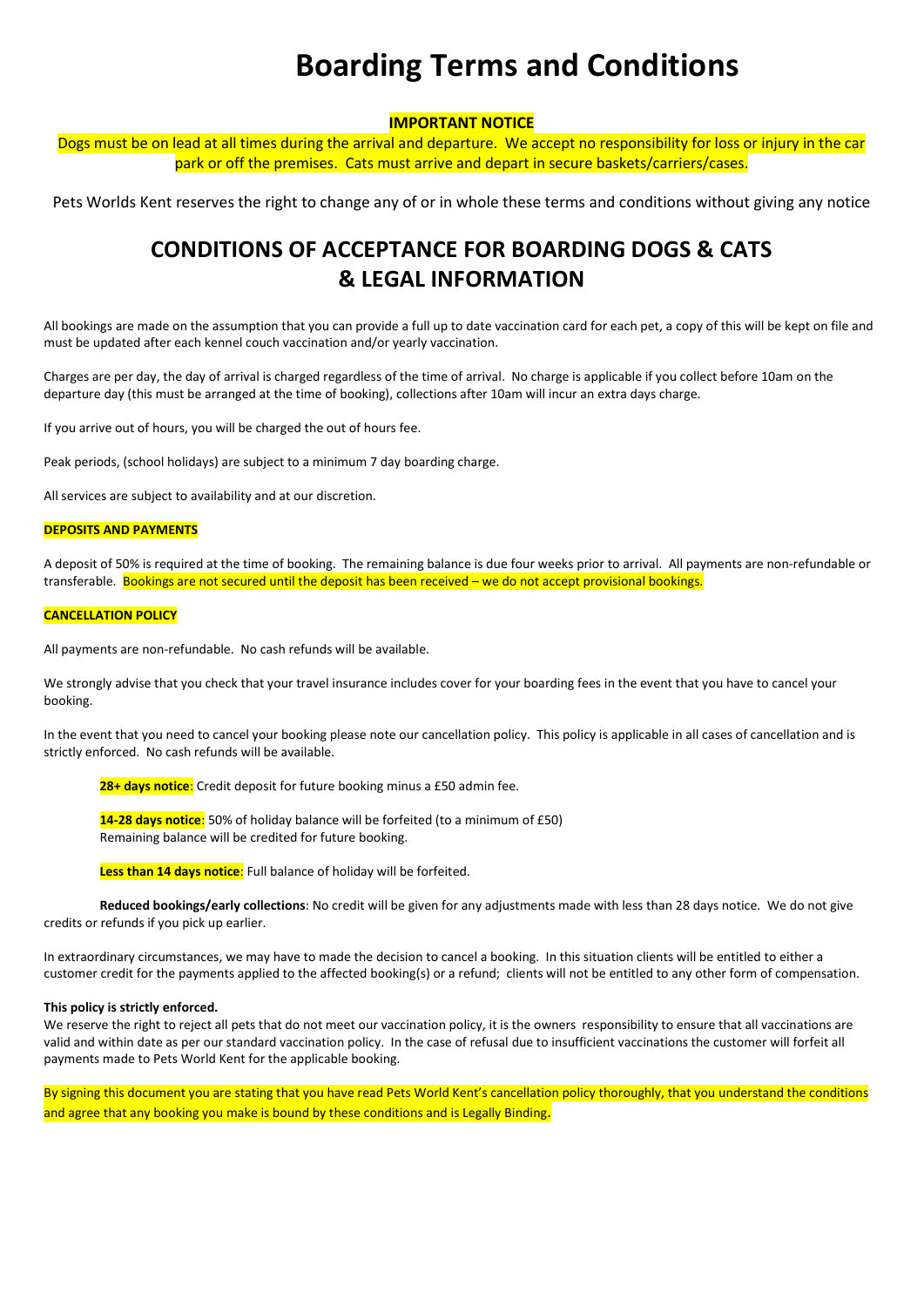# Boarding Terms and Conditions

**IMPORTANT NOTICE**

Dogs must be on lead at all times during the arrival and departure. We accept no responsibility for loss or injury in the car park or off the premises. Cats must arrive and depart in secure baskets/carriers/cases.

Pets Worlds Kent reserves the right to change any of or in whole these terms and conditions without giving any notice

## CONDITIONS OF ACCEPTANCE FOR BOARDING DOGS & CATS & LEGAL INFORMATION

All bookings are made on the assumption that you can provide a full up to date vaccination card for each pet, a copy of this will be kept on file and must be updated after each kennel couch vaccination and/or yearly vaccination.

Charges are per day, the day of arrival is charged regardless of the time of arrival. No charge is applicable if you collect before 10am on the departure day (this must be arranged at the time of booking), collections after 10am will incur an extra days charge.

If you arrive out of hours, you will be charged the out of hours fee.

Peak periods, (school holidays) are subject to a minimum 7 day boarding charge.

All services are subject to availability and at our discretion.

**DEPOSITS AND PAYMENTS**

A deposit of 50% is required at the time of booking. The remaining balance is due four weeks prior to arrival. All payments are non-refundable or transferable. Bookings are not secured until the deposit has been received – we do not accept provisional bookings.

**CANCELLATION POLICY**

All payments are non-refundable. No cash refunds will be available.

We strongly advise that you check that your travel insurance includes cover for your boarding fees in the event that you have to cancel your booking.

In the event that you need to cancel your booking please note our cancellation policy. This policy is applicable in all cases of cancellation and is strictly enforced. No cash refunds will be available.

**28+ days notice**: Credit deposit for future booking minus a £50 admin fee.

**14-28 days notice**: 50% of holiday balance will be forfeited (to a minimum of £50)
Remaining balance will be credited for future booking.

**Less than 14 days notice**: Full balance of holiday will be forfeited.

**Reduced bookings/early collections**: No credit will be given for any adjustments made with less than 28 days notice. We do not give credits or refunds if you pick up earlier.

In extraordinary circumstances, we may have to made the decision to cancel a booking. In this situation clients will be entitled to either a customer credit for the payments applied to the affected booking(s) or a refund; clients will not be entitled to any other form of compensation.

**This policy is strictly enforced.**
We reserve the right to reject all pets that do not meet our vaccination policy, it is the owners responsibility to ensure that all vaccinations are valid and within date as per our standard vaccination policy. In the case of refusal due to insufficient vaccinations the customer will forfeit all payments made to Pets World Kent for the applicable booking.

By signing this document you are stating that you have read Pets World Kent's cancellation policy thoroughly, that you understand the conditions and agree that any booking you make is bound by these conditions and is Legally Binding.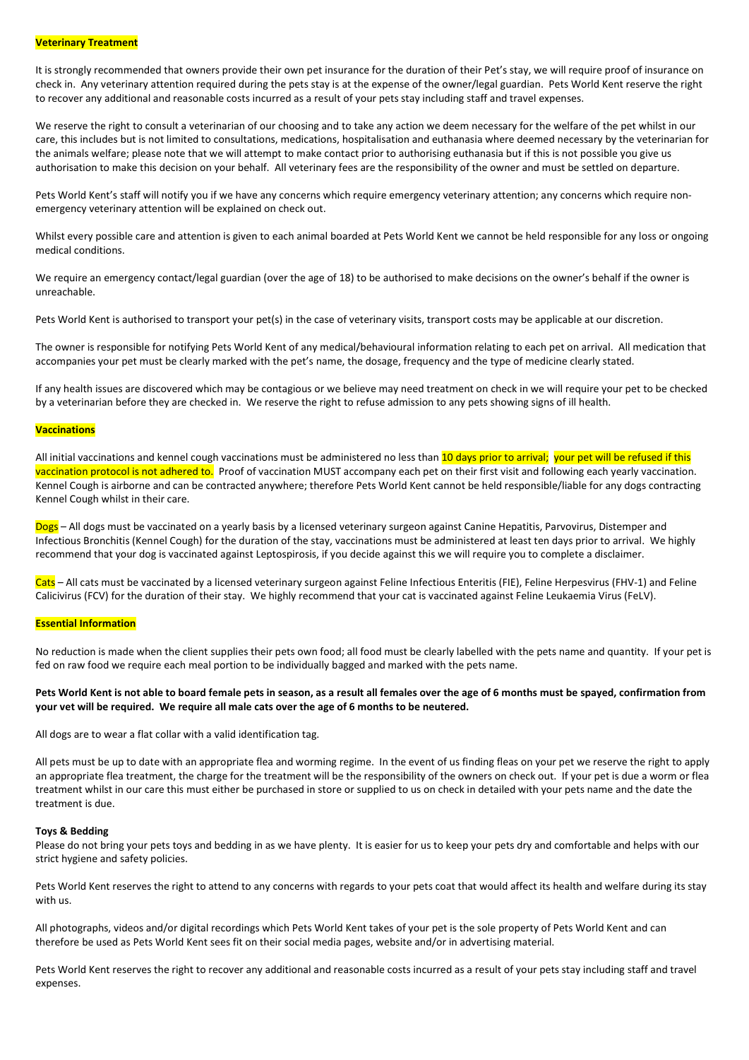**Veterinary Treatment**

It is strongly recommended that owners provide their own pet insurance for the duration of their Pet's stay, we will require proof of insurance on check in. Any veterinary attention required during the pets stay is at the expense of the owner/legal guardian. Pets World Kent reserve the right to recover any additional and reasonable costs incurred as a result of your pets stay including staff and travel expenses.

We reserve the right to consult a veterinarian of our choosing and to take any action we deem necessary for the welfare of the pet whilst in our care, this includes but is not limited to consultations, medications, hospitalisation and euthanasia where deemed necessary by the veterinarian for the animals welfare; please note that we will attempt to make contact prior to authorising euthanasia but if this is not possible you give us authorisation to make this decision on your behalf. All veterinary fees are the responsibility of the owner and must be settled on departure.

Pets World Kent's staff will notify you if we have any concerns which require emergency veterinary attention; any concerns which require non-emergency veterinary attention will be explained on check out.

Whilst every possible care and attention is given to each animal boarded at Pets World Kent we cannot be held responsible for any loss or ongoing medical conditions.

We require an emergency contact/legal guardian (over the age of 18) to be authorised to make decisions on the owner's behalf if the owner is unreachable.

Pets World Kent is authorised to transport your pet(s) in the case of veterinary visits, transport costs may be applicable at our discretion.

The owner is responsible for notifying Pets World Kent of any medical/behavioural information relating to each pet on arrival. All medication that accompanies your pet must be clearly marked with the pet's name, the dosage, frequency and the type of medicine clearly stated.

If any health issues are discovered which may be contagious or we believe may need treatment on check in we will require your pet to be checked by a veterinarian before they are checked in. We reserve the right to refuse admission to any pets showing signs of ill health.

**Vaccinations**

All initial vaccinations and kennel cough vaccinations must be administered no less than 10 days prior to arrival; your pet will be refused if this vaccination protocol is not adhered to. Proof of vaccination MUST accompany each pet on their first visit and following each yearly vaccination. Kennel Cough is airborne and can be contracted anywhere; therefore Pets World Kent cannot be held responsible/liable for any dogs contracting Kennel Cough whilst in their care.

Dogs – All dogs must be vaccinated on a yearly basis by a licensed veterinary surgeon against Canine Hepatitis, Parvovirus, Distemper and Infectious Bronchitis (Kennel Cough) for the duration of the stay, vaccinations must be administered at least ten days prior to arrival. We highly recommend that your dog is vaccinated against Leptospirosis, if you decide against this we will require you to complete a disclaimer.

Cats – All cats must be vaccinated by a licensed veterinary surgeon against Feline Infectious Enteritis (FIE), Feline Herpesvirus (FHV-1) and Feline Calicivirus (FCV) for the duration of their stay. We highly recommend that your cat is vaccinated against Feline Leukaemia Virus (FeLV).

**Essential Information**

No reduction is made when the client supplies their pets own food; all food must be clearly labelled with the pets name and quantity. If your pet is fed on raw food we require each meal portion to be individually bagged and marked with the pets name.

**Pets World Kent is not able to board female pets in season, as a result all females over the age of 6 months must be spayed, confirmation from your vet will be required. We require all male cats over the age of 6 months to be neutered.**

All dogs are to wear a flat collar with a valid identification tag.

All pets must be up to date with an appropriate flea and worming regime. In the event of us finding fleas on your pet we reserve the right to apply an appropriate flea treatment, the charge for the treatment will be the responsibility of the owners on check out. If your pet is due a worm or flea treatment whilst in our care this must either be purchased in store or supplied to us on check in detailed with your pets name and the date the treatment is due.

**Toys & Bedding**

Please do not bring your pets toys and bedding in as we have plenty. It is easier for us to keep your pets dry and comfortable and helps with our strict hygiene and safety policies.

Pets World Kent reserves the right to attend to any concerns with regards to your pets coat that would affect its health and welfare during its stay with us.

All photographs, videos and/or digital recordings which Pets World Kent takes of your pet is the sole property of Pets World Kent and can therefore be used as Pets World Kent sees fit on their social media pages, website and/or in advertising material.

Pets World Kent reserves the right to recover any additional and reasonable costs incurred as a result of your pets stay including staff and travel expenses.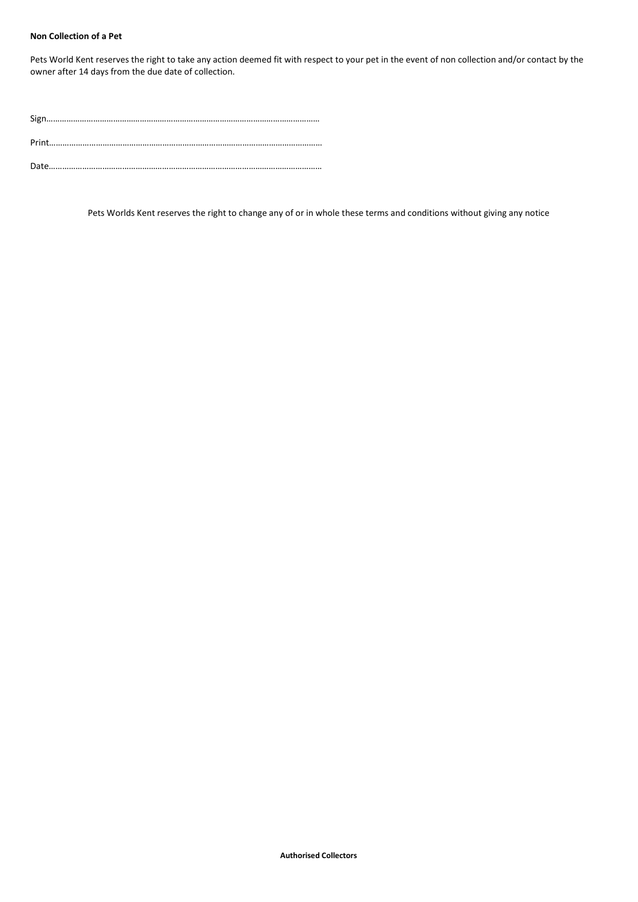**Non Collection of a Pet**

Pets World Kent reserves the right to take any action deemed fit with respect to your pet in the event of non collection and/or contact by the owner after 14 days from the due date of collection.

Sign……………………………………………………………………………………………………………

Print……………………………………………………………………………………………………………

Date……………………………………………………………………………………………………………

Pets Worlds Kent reserves the right to change any of or in whole these terms and conditions without giving any notice

**Authorised Collectors**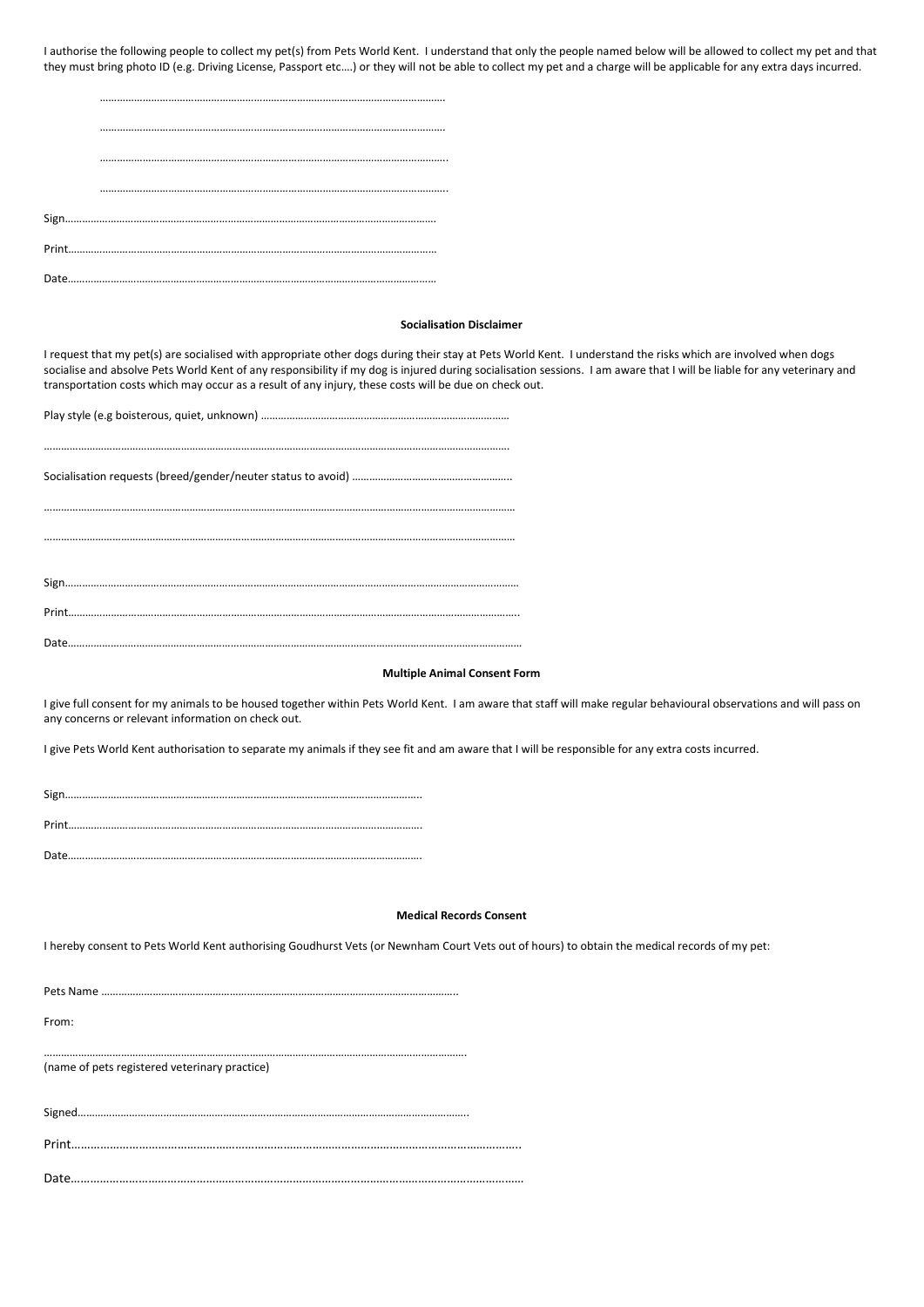I authorise the following people to collect my pet(s) from Pets World Kent. I understand that only the people named below will be allowed to collect my pet and that they must bring photo ID (e.g. Driving License, Passport etc….) or they will not be able to collect my pet and a charge will be applicable for any extra days incurred.

……………………………………………………………………………………………………

……………………………………………………………………………………………………

……………………………………………………………………………………………………..

……………………………………………………………………………………………………..

Sign………………………………………………………………………………………………………

Print………………………………………………………………………………………………………

Date………………………………………………………………………………………………………

**Socialisation Disclaimer**

I request that my pet(s) are socialised with appropriate other dogs during their stay at Pets World Kent. I understand the risks which are involved when dogs socialise and absolve Pets World Kent of any responsibility if my dog is injured during socialisation sessions. I am aware that I will be liable for any veterinary and transportation costs which may occur as a result of any injury, these costs will be due on check out.

Play style (e.g boisterous, quiet, unknown) ……………………………………………………………………………

………………………………………………………………………………………………………………………………………………

Socialisation requests (breed/gender/neuter status to avoid) ………………………………………………..

………………………………………………………………………………………………………………………………………………

………………………………………………………………………………………………………………………………………………

Sign………………………………………………………………………………………………………………………………………

Print………………………………………………………………………………………………………………………………………..

Date………………………………………………………………………………………………………………………………………

**Multiple Animal Consent Form**

I give full consent for my animals to be housed together within Pets World Kent. I am aware that staff will make regular behavioural observations and will pass on any concerns or relevant information on check out.

I give Pets World Kent authorisation to separate my animals if they see fit and am aware that I will be responsible for any extra costs incurred.

Sign………………………………………………………………………………………………………..

Print………………………………………………………………………………………………………..

Date………………………………………………………………………………………………………..

**Medical Records Consent**

I hereby consent to Pets World Kent authorising Goudhurst Vets (or Newnham Court Vets out of hours) to obtain the medical records of my pet:

Pets Name ………………………………………………………………………………………………………..

From:

……………………………………………………………………………………………………………………………….
(name of pets registered veterinary practice)

Signed……………………………………………………………………………………………………………..

Print……………………………………………………………………………………………………………..

Date……………………………………………………………………………………………………………